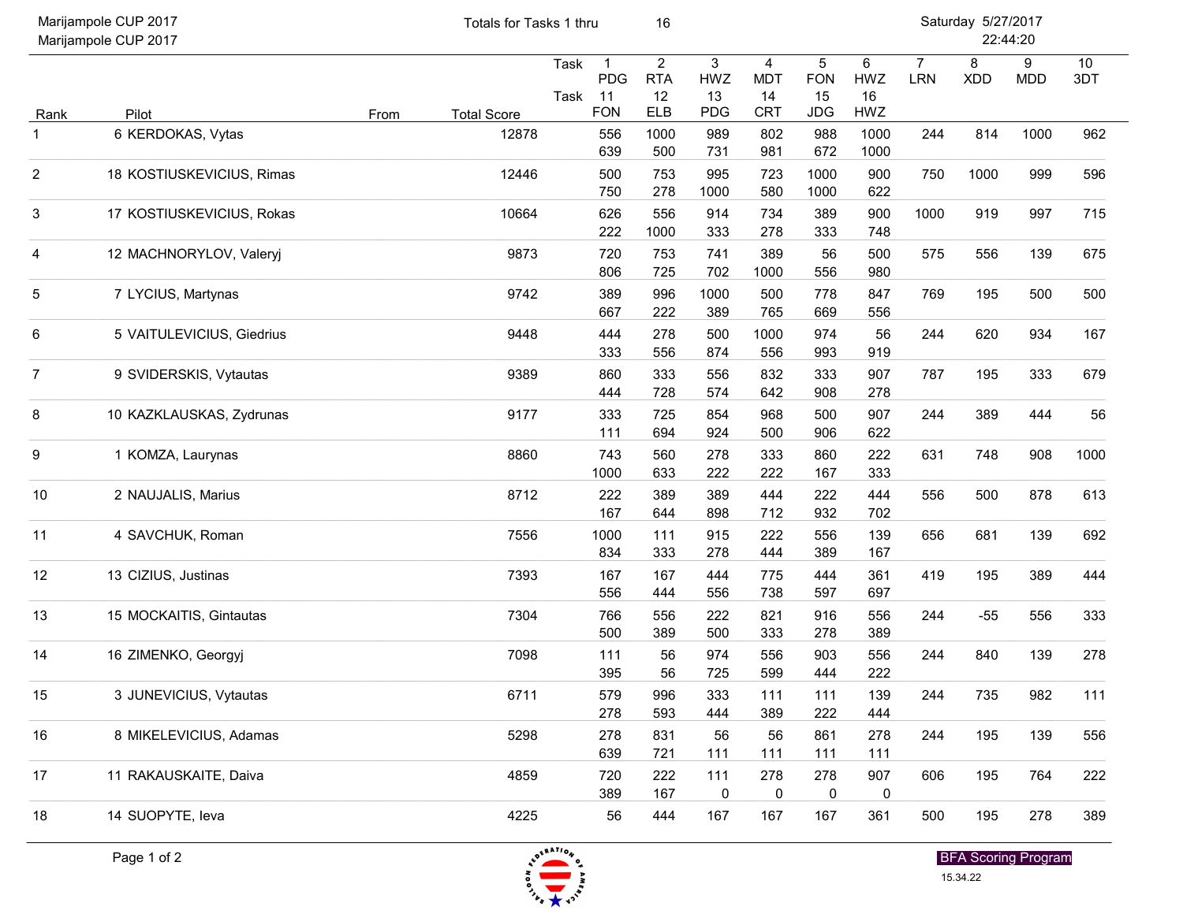Marijampole CUP 2017
Marijampole CUP 2017

Totals for Tasks 1 thru 16

Saturday 5/27/2017
22:44:20

| Rank | Pilot | From | Total Score | Task | 1 PDG / 11 FON | 2 RTA / 12 ELB | 3 HWZ / 13 PDG | 4 MDT / 14 CRT | 5 FON / 15 JDG | 6 HWZ / 16 HWZ | 7 LRN | 8 XDD | 9 MDD | 10 3DT |
|---|---|---|---|---|---|---|---|---|---|---|---|---|---|---|
| 1 | 6 KERDOKAS, Vytas | | 12878 | | 556 | 1000 | 989 | 802 | 988 | 1000 | 244 | 814 | 1000 | 962 |
| | | | | | 639 | 500 | 731 | 981 | 672 | 1000 | | | | |
| 2 | 18 KOSTIUSKEVICIUS, Rimas | | 12446 | | 500 | 753 | 995 | 723 | 1000 | 900 | 750 | 1000 | 999 | 596 |
| | | | | | 750 | 278 | 1000 | 580 | 1000 | 622 | | | | |
| 3 | 17 KOSTIUSKEVICIUS, Rokas | | 10664 | | 626 | 556 | 914 | 734 | 389 | 900 | 1000 | 919 | 997 | 715 |
| | | | | | 222 | 1000 | 333 | 278 | 333 | 748 | | | | |
| 4 | 12 MACHNORYLOV, Valeryj | | 9873 | | 720 | 753 | 741 | 389 | 56 | 500 | 575 | 556 | 139 | 675 |
| | | | | | 806 | 725 | 702 | 1000 | 556 | 980 | | | | |
| 5 | 7 LYCIUS, Martynas | | 9742 | | 389 | 996 | 1000 | 500 | 778 | 847 | 769 | 195 | 500 | 500 |
| | | | | | 667 | 222 | 389 | 765 | 669 | 556 | | | | |
| 6 | 5 VAITULEVICIUS, Giedrius | | 9448 | | 444 | 278 | 500 | 1000 | 974 | 56 | 244 | 620 | 934 | 167 |
| | | | | | 333 | 556 | 874 | 556 | 993 | 919 | | | | |
| 7 | 9 SVIDERSKIS, Vytautas | | 9389 | | 860 | 333 | 556 | 832 | 333 | 907 | 787 | 195 | 333 | 679 |
| | | | | | 444 | 728 | 574 | 642 | 908 | 278 | | | | |
| 8 | 10 KAZKLAUSKAS, Zydrunas | | 9177 | | 333 | 725 | 854 | 968 | 500 | 907 | 244 | 389 | 444 | 56 |
| | | | | | 111 | 694 | 924 | 500 | 906 | 622 | | | | |
| 9 | 1 KOMZA, Laurynas | | 8860 | | 743 | 560 | 278 | 333 | 860 | 222 | 631 | 748 | 908 | 1000 |
| | | | | | 1000 | 633 | 222 | 222 | 167 | 333 | | | | |
| 10 | 2 NAUJALIS, Marius | | 8712 | | 222 | 389 | 389 | 444 | 222 | 444 | 556 | 500 | 878 | 613 |
| | | | | | 167 | 644 | 898 | 712 | 932 | 702 | | | | |
| 11 | 4 SAVCHUK, Roman | | 7556 | | 1000 | 111 | 915 | 222 | 556 | 139 | 656 | 681 | 139 | 692 |
| | | | | | 834 | 333 | 278 | 444 | 389 | 167 | | | | |
| 12 | 13 CIZIUS, Justinas | | 7393 | | 167 | 167 | 444 | 775 | 444 | 361 | 419 | 195 | 389 | 444 |
| | | | | | 556 | 444 | 556 | 738 | 597 | 697 | | | | |
| 13 | 15 MOCKAITIS, Gintautas | | 7304 | | 766 | 556 | 222 | 821 | 916 | 556 | 244 | -55 | 556 | 333 |
| | | | | | 500 | 389 | 500 | 333 | 278 | 389 | | | | |
| 14 | 16 ZIMENKO, Georgyj | | 7098 | | 111 | 56 | 974 | 556 | 903 | 556 | 244 | 840 | 139 | 278 |
| | | | | | 395 | 56 | 725 | 599 | 444 | 222 | | | | |
| 15 | 3 JUNEVICIUS, Vytautas | | 6711 | | 579 | 996 | 333 | 111 | 111 | 139 | 244 | 735 | 982 | 111 |
| | | | | | 278 | 593 | 444 | 389 | 222 | 444 | | | | |
| 16 | 8 MIKELEVICIUS, Adamas | | 5298 | | 278 | 831 | 56 | 56 | 861 | 278 | 244 | 195 | 139 | 556 |
| | | | | | 639 | 721 | 111 | 111 | 111 | 111 | | | | |
| 17 | 11 RAKAUSKAITE, Daiva | | 4859 | | 720 | 222 | 111 | 278 | 278 | 907 | 606 | 195 | 764 | 222 |
| | | | | | 389 | 167 | 0 | 0 | 0 | 0 | | | | |
| 18 | 14 SUOPYTE, Ieva | | 4225 | | 56 | 444 | 167 | 167 | 167 | 361 | 500 | 195 | 278 | 389 |

BFA Scoring Program
15.34.22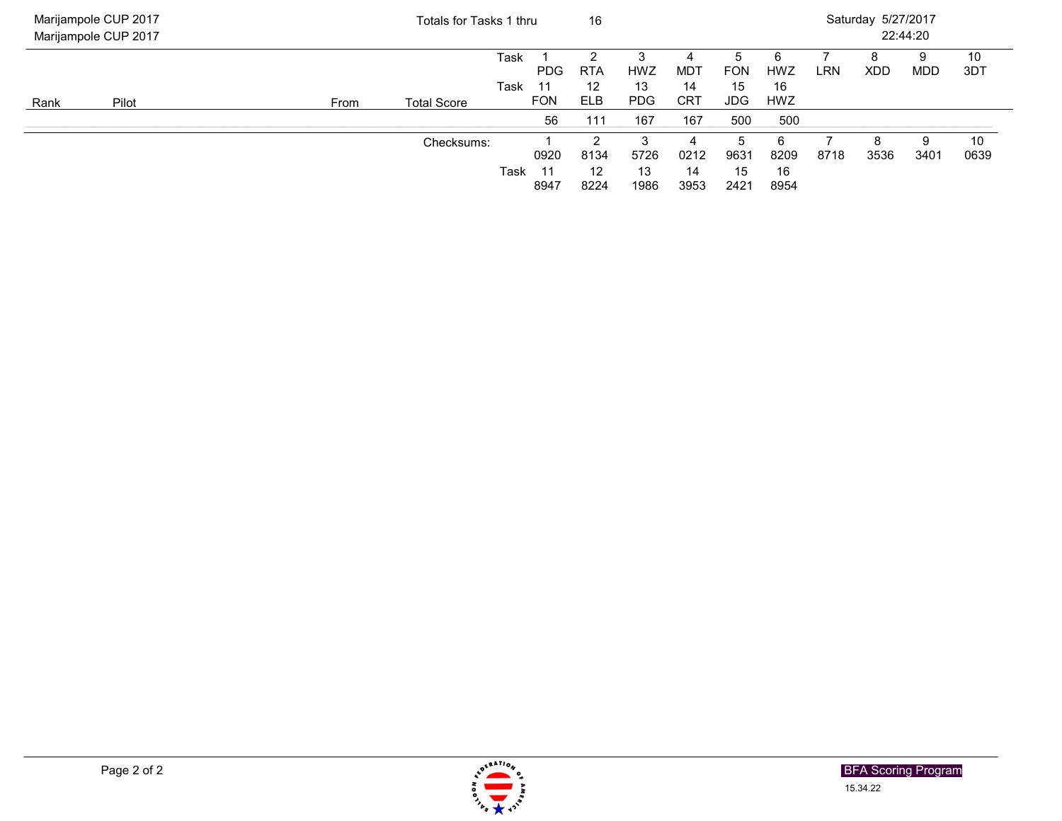Marijampole CUP 2017
Marijampole CUP 2017

Totals for Tasks 1 thru 16

Saturday 5/27/2017
22:44:20

| Rank | Pilot | From | Total Score | Task | 1 | 2 | 3 | 4 | 5 | 6 | 7 | 8 | 9 | 10 |
|---|---|---|---|---|---|---|---|---|---|---|---|---|---|---|
| | | | | | PDG | RTA | HWZ | MDT | FON | HWZ | LRN | XDD | MDD | 3DT |
| | | | | Task | 11 | 12 | 13 | 14 | 15 | 16 | | | | |
| | | | | | FON | ELB | PDG | CRT | JDG | HWZ | | | | |
| | | | | | 56 | 111 | 167 | 167 | 500 | 500 | | | | |

| | | | | | | | | | | |
|---|---|---|---|---|---|---|---|---|---|---|
| Checksums: | 1 | 2 | 3 | 4 | 5 | 6 | 7 | 8 | 9 | 10 |
| | 0920 | 8134 | 5726 | 0212 | 9631 | 8209 | 8718 | 3536 | 3401 | 0639 |
| Task | 11 | 12 | 13 | 14 | 15 | 16 | | | | |
| | 8947 | 8224 | 1986 | 3953 | 2421 | 8954 | | | | |

BFA Scoring Program
15.34.22